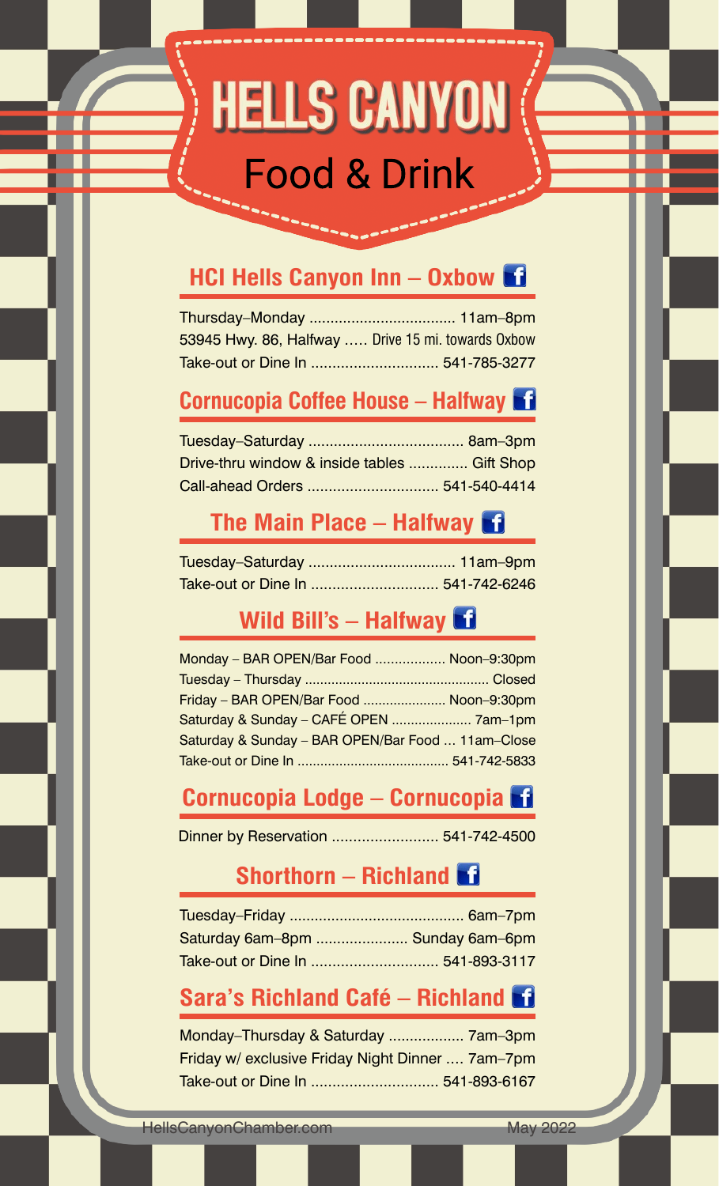# HELLS CANYON

## Food & Drink

### HCI Hells Canyon Inn – Oxbow

Thursday–Monday .................................. 11am–8pm
53945 Hwy. 86, Halfway ….. Drive 15 mi. towards Oxbow
Take-out or Dine In ............................. 541-785-3277

### Cornucopia Coffee House – Halfway

Tuesday–Saturday .................................... 8am–3pm
Drive-thru window & inside tables .............. Gift Shop
Call-ahead Orders ............................... 541-540-4414

### The Main Place – Halfway

Tuesday–Saturday .................................. 11am–9pm
Take-out or Dine In ............................. 541-742-6246

### Wild Bill's – Halfway

Monday – BAR OPEN/Bar Food .................. Noon–9:30pm
Tuesday – Thursday ................................................ Closed
Friday – BAR OPEN/Bar Food ...................... Noon–9:30pm
Saturday & Sunday – CAFÉ OPEN ..................... 7am–1pm
Saturday & Sunday – BAR OPEN/Bar Food ... 11am–Close
Take-out or Dine In ........................................ 541-742-5833

### Cornucopia Lodge – Cornucopia

Dinner by Reservation ......................... 541-742-4500

### Shorthorn – Richland

Tuesday–Friday ......................................... 6am–7pm
Saturday 6am–8pm ...................... Sunday 6am–6pm
Take-out or Dine In ............................. 541-893-3117

### Sara's Richland Café – Richland

Monday–Thursday & Saturday .................. 7am–3pm
Friday w/ exclusive Friday Night Dinner .... 7am–7pm
Take-out or Dine In ............................. 541-893-6167

HellsCanyonChamber.com May 2022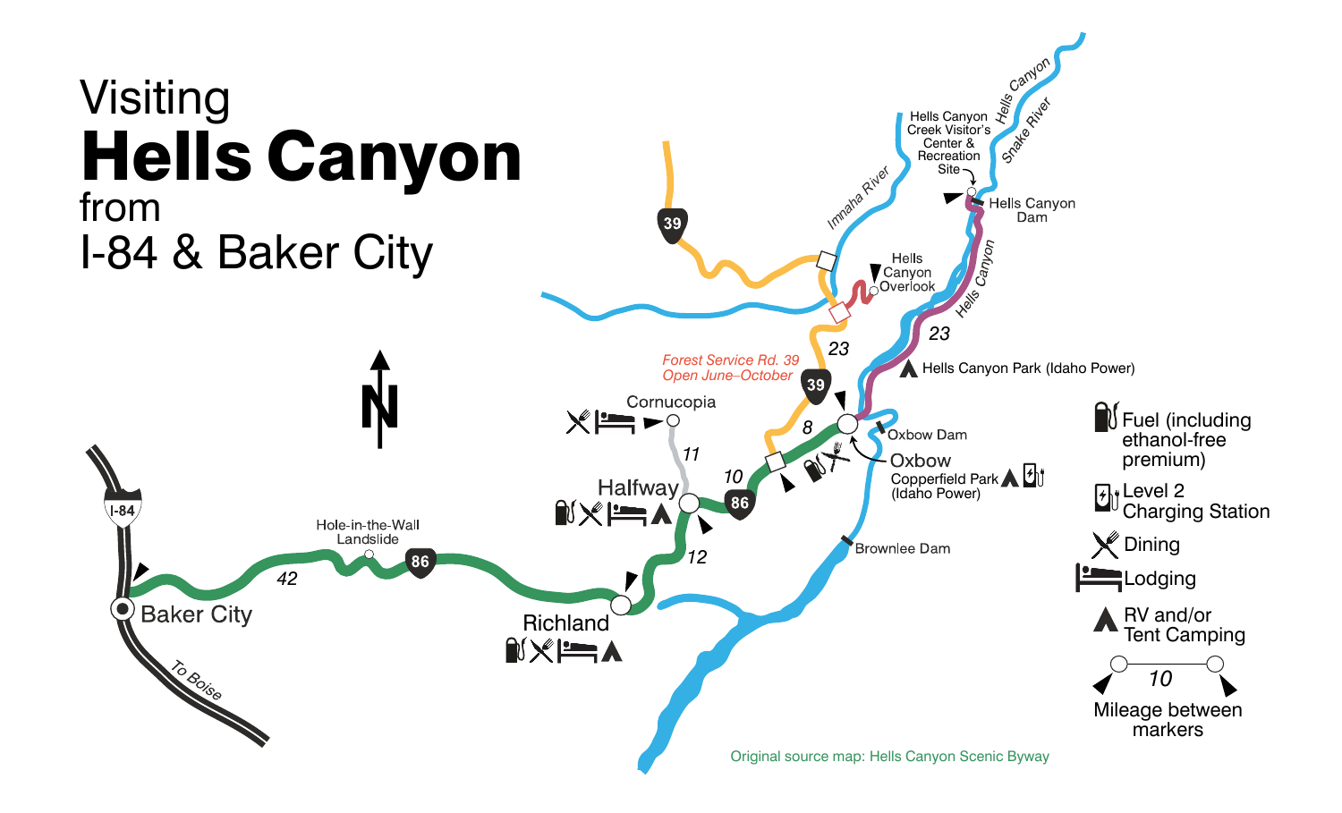# Visiting **Hells Canyon** from I-84 & Baker City

I-84

Baker City

To Boise

42

Hole-in-the-Wall Landslide

86

Richland

12

Halfway

11

Cornucopia

10

86

8

Oxbow

Oxbow Dam

Copperfield Park (Idaho Power)

Brownlee Dam

39

23

Forest Service Rd. 39
Open June–October

39

Imnaha River

Hells Canyon Overlook

23

Hells Canyon Park (Idaho Power)

Hells Canyon

Hells Canyon Dam

Hells Canyon Creek Visitor's Center & Recreation Site

Hells Canyon

Snake River

N

Fuel (including ethanol-free premium)

Level 2 Charging Station

Dining

Lodging

RV and/or Tent Camping

10

Mileage between markers

Original source map: Hells Canyon Scenic Byway